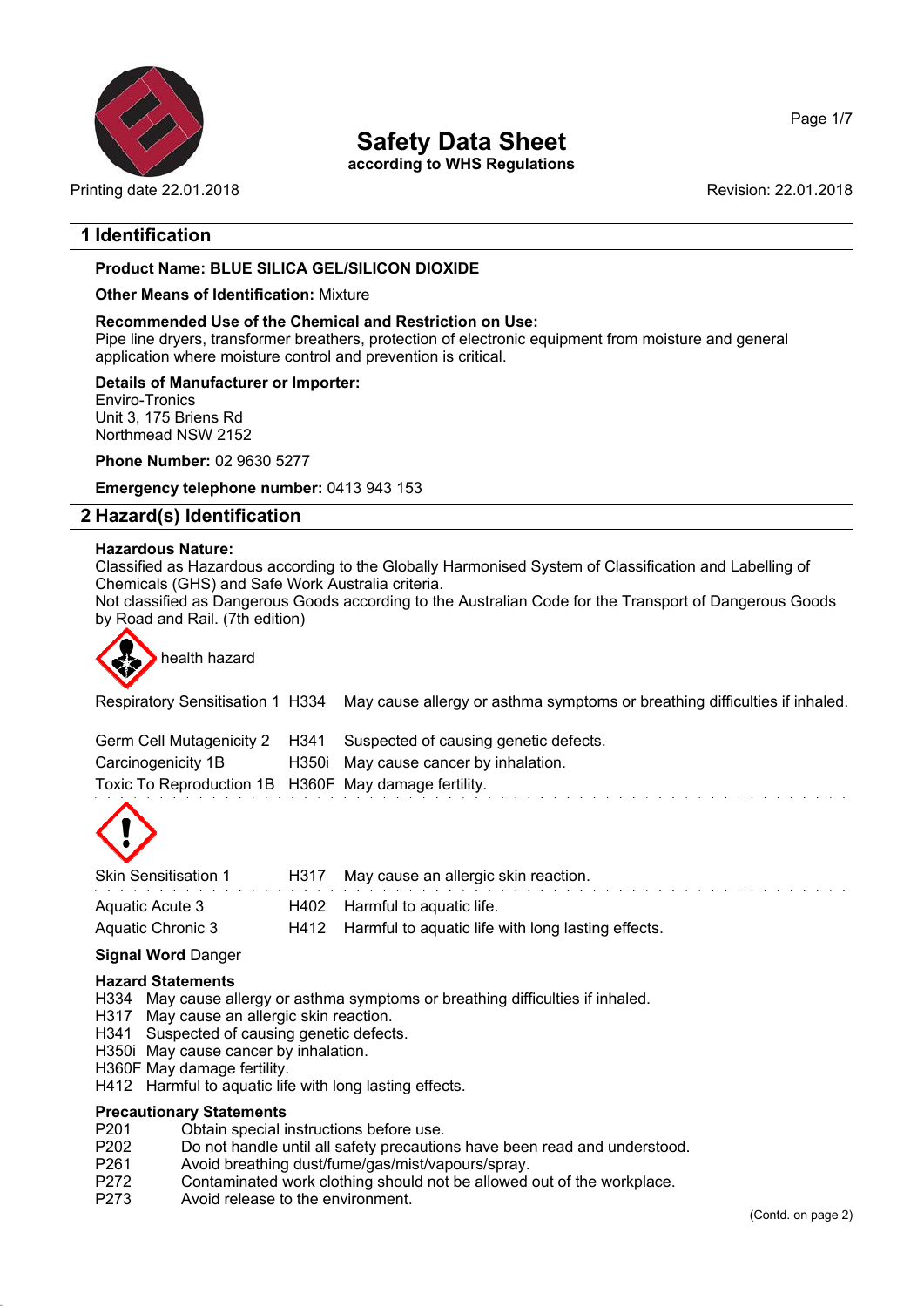# Safety Data Sheet

**according to WHS Regulations**

Printing date 22.01.2018

Revision: 22.01.2018

## 1 Identification

**Product Name: BLUE SILICA GEL/SILICON DIOXIDE**

**Other Means of Identification:** Mixture

**Recommended Use of the Chemical and Restriction on Use:**
Pipe line dryers, transformer breathers, protection of electronic equipment from moisture and general application where moisture control and prevention is critical.

**Details of Manufacturer or Importer:**
Enviro-Tronics
Unit 3, 175 Briens Rd
Northmead NSW 2152

**Phone Number:** 02 9630 5277

**Emergency telephone number:** 0413 943 153

## 2 Hazard(s) Identification

**Hazardous Nature:**
Classified as Hazardous according to the Globally Harmonised System of Classification and Labelling of Chemicals (GHS) and Safe Work Australia criteria.
Not classified as Dangerous Goods according to the Australian Code for the Transport of Dangerous Goods by Road and Rail. (7th edition)

health hazard

| | | |
|---|---|---|
| Respiratory Sensitisation 1 | H334 | May cause allergy or asthma symptoms or breathing difficulties if inhaled. |
| Germ Cell Mutagenicity 2 | H341 | Suspected of causing genetic defects. |
| Carcinogenicity 1B | H350i | May cause cancer by inhalation. |
| Toxic To Reproduction 1B | H360F | May damage fertility. |

| | | |
|---|---|---|
| Skin Sensitisation 1 | H317 | May cause an allergic skin reaction. |
| Aquatic Acute 3 | H402 | Harmful to aquatic life. |
| Aquatic Chronic 3 | H412 | Harmful to aquatic life with long lasting effects. |

**Signal Word** Danger

**Hazard Statements**
H334 May cause allergy or asthma symptoms or breathing difficulties if inhaled.
H317 May cause an allergic skin reaction.
H341 Suspected of causing genetic defects.
H350i May cause cancer by inhalation.
H360F May damage fertility.
H412 Harmful to aquatic life with long lasting effects.

**Precautionary Statements**
P201 Obtain special instructions before use.
P202 Do not handle until all safety precautions have been read and understood.
P261 Avoid breathing dust/fume/gas/mist/vapours/spray.
P272 Contaminated work clothing should not be allowed out of the workplace.
P273 Avoid release to the environment.

(Contd. on page 2)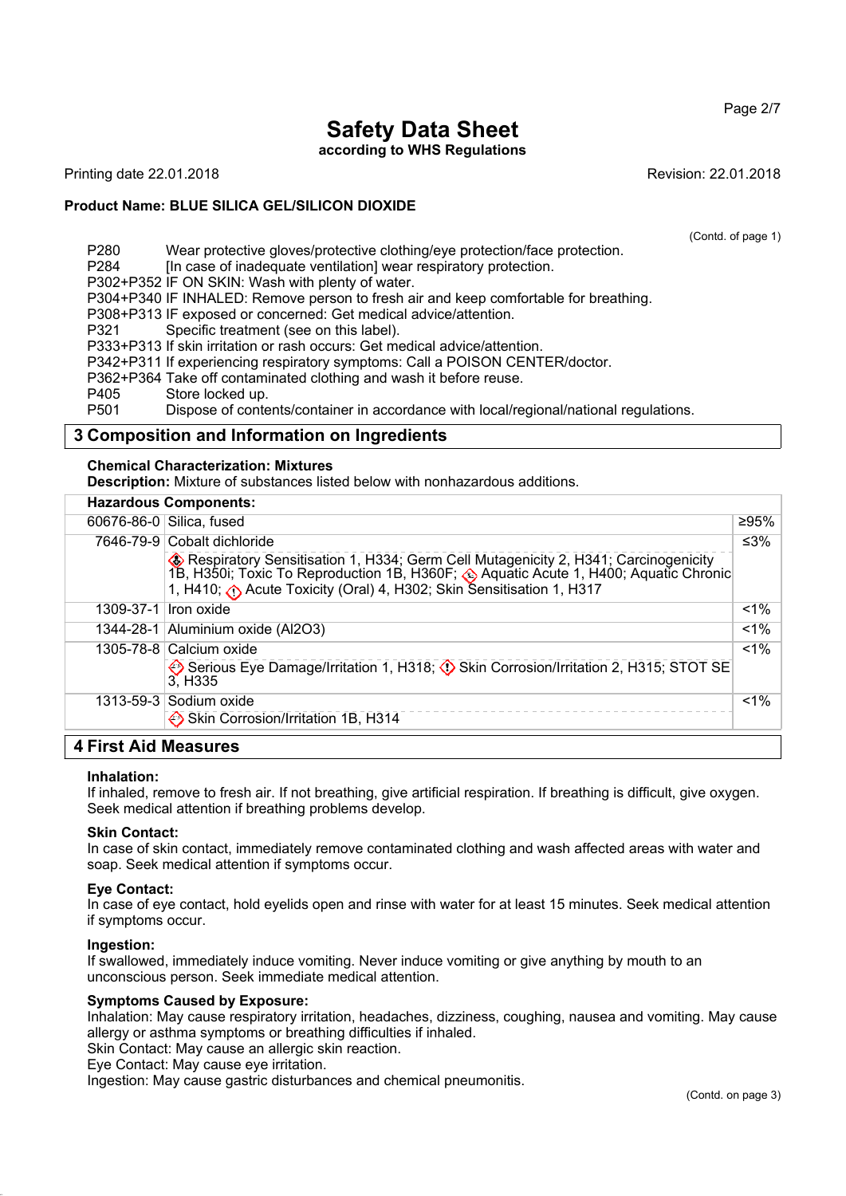# Safety Data Sheet

**according to WHS Regulations**

Printing date 22.01.2018 Revision: 22.01.2018

**Product Name: BLUE SILICA GEL/SILICON DIOXIDE**

(Contd. of page 1)

P280 Wear protective gloves/protective clothing/eye protection/face protection.
P284 [In case of inadequate ventilation] wear respiratory protection.
P302+P352 IF ON SKIN: Wash with plenty of water.
P304+P340 IF INHALED: Remove person to fresh air and keep comfortable for breathing.
P308+P313 IF exposed or concerned: Get medical advice/attention.
P321 Specific treatment (see on this label).
P333+P313 If skin irritation or rash occurs: Get medical advice/attention.
P342+P311 If experiencing respiratory symptoms: Call a POISON CENTER/doctor.
P362+P364 Take off contaminated clothing and wash it before reuse.
P405 Store locked up.
P501 Dispose of contents/container in accordance with local/regional/national regulations.

## 3 Composition and Information on Ingredients

**Chemical Characterization: Mixtures**
**Description:** Mixture of substances listed below with nonhazardous additions.

**Hazardous Components:**

| CAS | Component | % |
|---|---|---|
| 60676-86-0 | Silica, fused | ≥95% |
| 7646-79-9 | Cobalt dichloride<br>Respiratory Sensitisation 1, H334; Germ Cell Mutagenicity 2, H341; Carcinogenicity 1B, H350i; Toxic To Reproduction 1B, H360F; Aquatic Acute 1, H400; Aquatic Chronic 1, H410; Acute Toxicity (Oral) 4, H302; Skin Sensitisation 1, H317 | ≤3% |
| 1309-37-1 | Iron oxide | <1% |
| 1344-28-1 | Aluminium oxide ($Al_2O_3$) | <1% |
| 1305-78-8 | Calcium oxide<br>Serious Eye Damage/Irritation 1, H318; Skin Corrosion/Irritation 2, H315; STOT SE 3, H335 | <1% |
| 1313-59-3 | Sodium oxide<br>Skin Corrosion/Irritation 1B, H314 | <1% |

## 4 First Aid Measures

**Inhalation:**
If inhaled, remove to fresh air. If not breathing, give artificial respiration. If breathing is difficult, give oxygen. Seek medical attention if breathing problems develop.

**Skin Contact:**
In case of skin contact, immediately remove contaminated clothing and wash affected areas with water and soap. Seek medical attention if symptoms occur.

**Eye Contact:**
In case of eye contact, hold eyelids open and rinse with water for at least 15 minutes. Seek medical attention if symptoms occur.

**Ingestion:**
If swallowed, immediately induce vomiting. Never induce vomiting or give anything by mouth to an unconscious person. Seek immediate medical attention.

**Symptoms Caused by Exposure:**
Inhalation: May cause respiratory irritation, headaches, dizziness, coughing, nausea and vomiting. May cause allergy or asthma symptoms or breathing difficulties if inhaled.
Skin Contact: May cause an allergic skin reaction.
Eye Contact: May cause eye irritation.
Ingestion: May cause gastric disturbances and chemical pneumonitis.

(Contd. on page 3)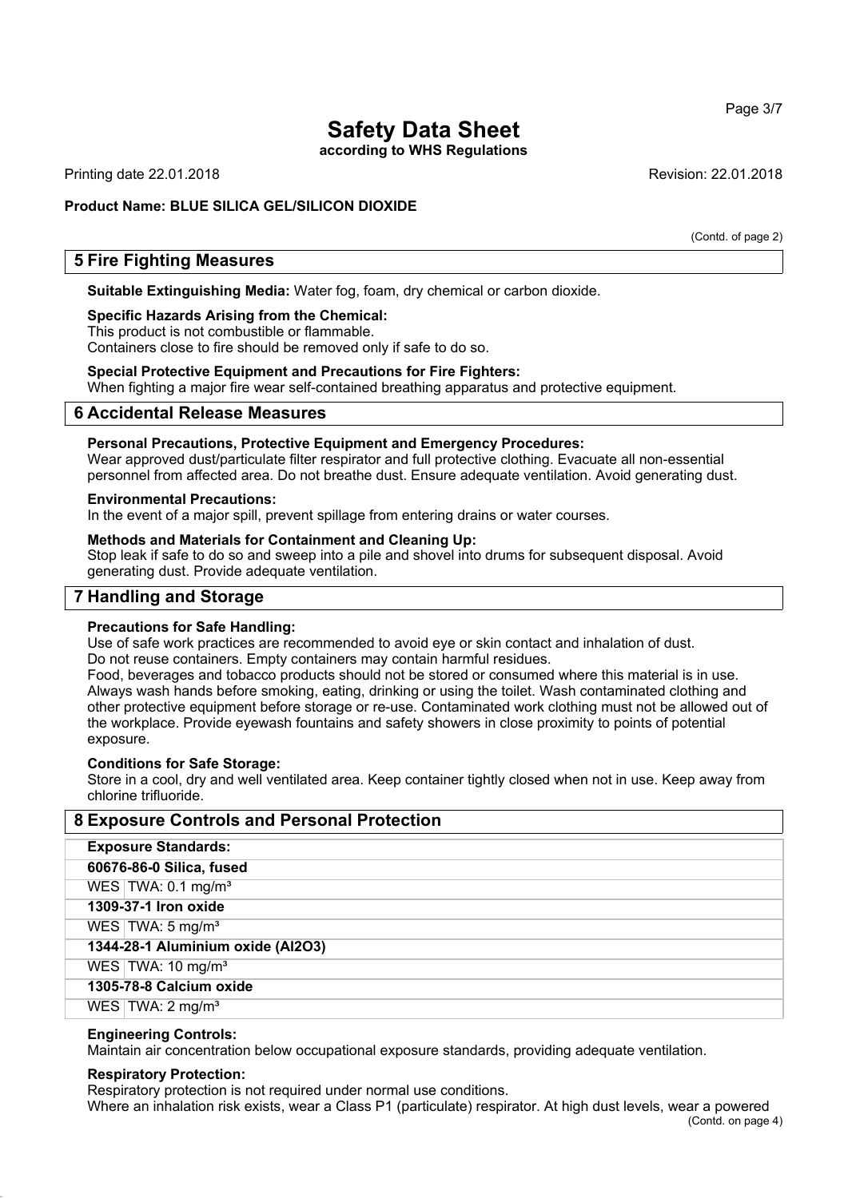# Safety Data Sheet

**according to WHS Regulations**

Printing date 22.01.2018 Revision: 22.01.2018

**Product Name: BLUE SILICA GEL/SILICON DIOXIDE**

(Contd. of page 2)

## 5 Fire Fighting Measures

**Suitable Extinguishing Media:** Water fog, foam, dry chemical or carbon dioxide.

**Specific Hazards Arising from the Chemical:**
This product is not combustible or flammable.
Containers close to fire should be removed only if safe to do so.

**Special Protective Equipment and Precautions for Fire Fighters:**
When fighting a major fire wear self-contained breathing apparatus and protective equipment.

## 6 Accidental Release Measures

**Personal Precautions, Protective Equipment and Emergency Procedures:**
Wear approved dust/particulate filter respirator and full protective clothing. Evacuate all non-essential personnel from affected area. Do not breathe dust. Ensure adequate ventilation. Avoid generating dust.

**Environmental Precautions:**
In the event of a major spill, prevent spillage from entering drains or water courses.

**Methods and Materials for Containment and Cleaning Up:**
Stop leak if safe to do so and sweep into a pile and shovel into drums for subsequent disposal. Avoid generating dust. Provide adequate ventilation.

## 7 Handling and Storage

**Precautions for Safe Handling:**
Use of safe work practices are recommended to avoid eye or skin contact and inhalation of dust.
Do not reuse containers. Empty containers may contain harmful residues.
Food, beverages and tobacco products should not be stored or consumed where this material is in use. Always wash hands before smoking, eating, drinking or using the toilet. Wash contaminated clothing and other protective equipment before storage or re-use. Contaminated work clothing must not be allowed out of the workplace. Provide eyewash fountains and safety showers in close proximity to points of potential exposure.

**Conditions for Safe Storage:**
Store in a cool, dry and well ventilated area. Keep container tightly closed when not in use. Keep away from chlorine trifluoride.

## 8 Exposure Controls and Personal Protection

| **Exposure Standards:** | |
|---|---|
| **60676-86-0 Silica, fused** | |
| WES | TWA: 0.1 mg/m³ |
| **1309-37-1 Iron oxide** | |
| WES | TWA: 5 mg/m³ |
| **1344-28-1 Aluminium oxide (Al2O3)** | |
| WES | TWA: 10 mg/m³ |
| **1305-78-8 Calcium oxide** | |
| WES | TWA: 2 mg/m³ |

**Engineering Controls:**
Maintain air concentration below occupational exposure standards, providing adequate ventilation.

**Respiratory Protection:**
Respiratory protection is not required under normal use conditions.
Where an inhalation risk exists, wear a Class P1 (particulate) respirator. At high dust levels, wear a powered

(Contd. on page 4)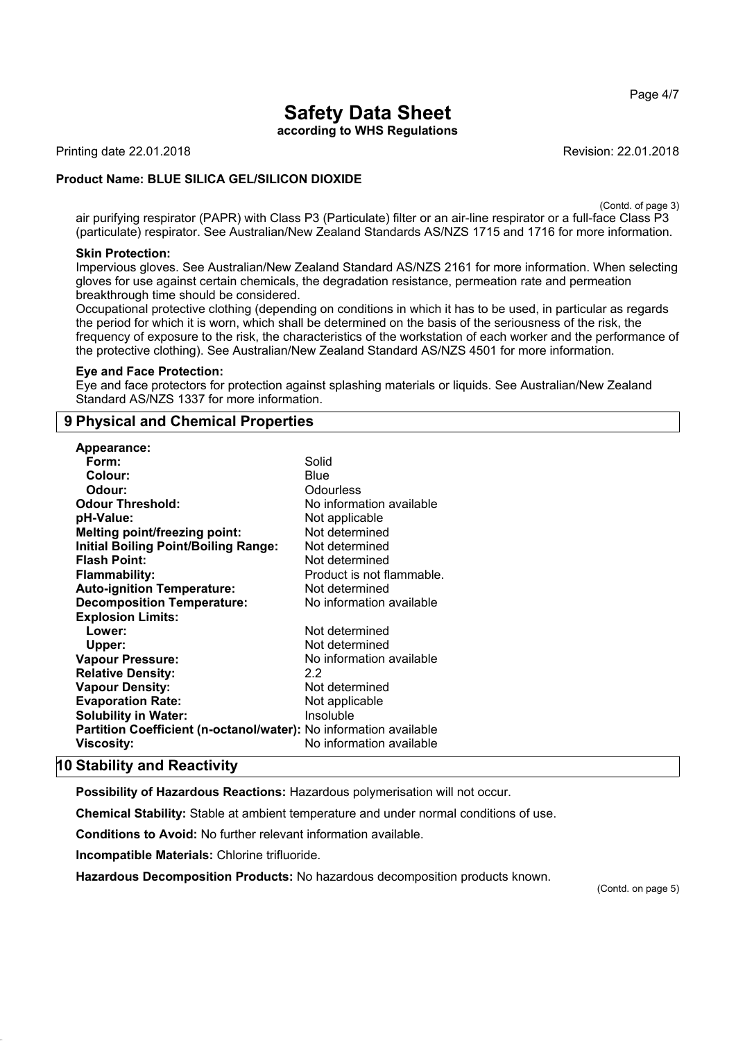(Contd. of page 3)

air purifying respirator (PAPR) with Class P3 (Particulate) filter or an air-line respirator or a full-face Class P3 (particulate) respirator. See Australian/New Zealand Standards AS/NZS 1715 and 1716 for more information.

**Skin Protection:**
Impervious gloves. See Australian/New Zealand Standard AS/NZS 2161 for more information. When selecting gloves for use against certain chemicals, the degradation resistance, permeation rate and permeation breakthrough time should be considered.
Occupational protective clothing (depending on conditions in which it has to be used, in particular as regards the period for which it is worn, which shall be determined on the basis of the seriousness of the risk, the frequency of exposure to the risk, the characteristics of the workstation of each worker and the performance of the protective clothing). See Australian/New Zealand Standard AS/NZS 4501 for more information.

**Eye and Face Protection:**
Eye and face protectors for protection against splashing materials or liquids. See Australian/New Zealand Standard AS/NZS 1337 for more information.

## 9 Physical and Chemical Properties

| Property | Value |
|---|---|
| **Appearance:** | |
| **Form:** | Solid |
| **Colour:** | Blue |
| **Odour:** | Odourless |
| **Odour Threshold:** | No information available |
| **pH-Value:** | Not applicable |
| **Melting point/freezing point:** | Not determined |
| **Initial Boiling Point/Boiling Range:** | Not determined |
| **Flash Point:** | Not determined |
| **Flammability:** | Product is not flammable. |
| **Auto-ignition Temperature:** | Not determined |
| **Decomposition Temperature:** | No information available |
| **Explosion Limits:** | |
| **Lower:** | Not determined |
| **Upper:** | Not determined |
| **Vapour Pressure:** | No information available |
| **Relative Density:** | 2.2 |
| **Vapour Density:** | Not determined |
| **Evaporation Rate:** | Not applicable |
| **Solubility in Water:** | Insoluble |
| **Partition Coefficient (n-octanol/water):** | No information available |
| **Viscosity:** | No information available |

## 10 Stability and Reactivity

**Possibility of Hazardous Reactions:** Hazardous polymerisation will not occur.

**Chemical Stability:** Stable at ambient temperature and under normal conditions of use.

**Conditions to Avoid:** No further relevant information available.

**Incompatible Materials:** Chlorine trifluoride.

**Hazardous Decomposition Products:** No hazardous decomposition products known.

(Contd. on page 5)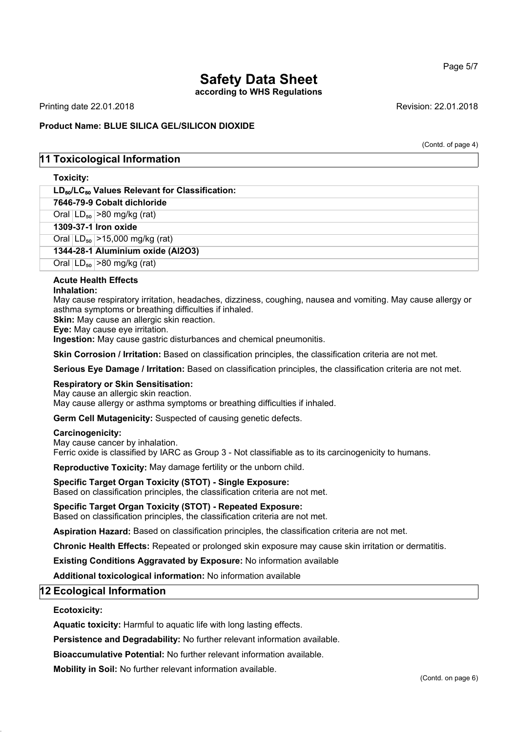(Contd. of page 4)

## 11 Toxicological Information

**Toxicity:**

| **$LD_{50}/LC_{50}$ Values Relevant for Classification:** | | |
|---|---|---|
| **7646-79-9 Cobalt dichloride** | | |
| Oral | $LD_{50}$ | >80 mg/kg (rat) |
| **1309-37-1 Iron oxide** | | |
| Oral | $LD_{50}$ | >15,000 mg/kg (rat) |
| **1344-28-1 Aluminium oxide (Al2O3)** | | |
| Oral | $LD_{50}$ | >80 mg/kg (rat) |

**Acute Health Effects**

**Inhalation:**
May cause respiratory irritation, headaches, dizziness, coughing, nausea and vomiting. May cause allergy or asthma symptoms or breathing difficulties if inhaled.

**Skin:** May cause an allergic skin reaction.

**Eye:** May cause eye irritation.

**Ingestion:** May cause gastric disturbances and chemical pneumonitis.

**Skin Corrosion / Irritation:** Based on classification principles, the classification criteria are not met.

**Serious Eye Damage / Irritation:** Based on classification principles, the classification criteria are not met.

**Respiratory or Skin Sensitisation:**
May cause an allergic skin reaction.
May cause allergy or asthma symptoms or breathing difficulties if inhaled.

**Germ Cell Mutagenicity:** Suspected of causing genetic defects.

**Carcinogenicity:**
May cause cancer by inhalation.
Ferric oxide is classified by IARC as Group 3 - Not classifiable as to its carcinogenicity to humans.

**Reproductive Toxicity:** May damage fertility or the unborn child.

**Specific Target Organ Toxicity (STOT) - Single Exposure:**
Based on classification principles, the classification criteria are not met.

**Specific Target Organ Toxicity (STOT) - Repeated Exposure:**
Based on classification principles, the classification criteria are not met.

**Aspiration Hazard:** Based on classification principles, the classification criteria are not met.

**Chronic Health Effects:** Repeated or prolonged skin exposure may cause skin irritation or dermatitis.

**Existing Conditions Aggravated by Exposure:** No information available

**Additional toxicological information:** No information available

## 12 Ecological Information

**Ecotoxicity:**

**Aquatic toxicity:** Harmful to aquatic life with long lasting effects.

**Persistence and Degradability:** No further relevant information available.

**Bioaccumulative Potential:** No further relevant information available.

**Mobility in Soil:** No further relevant information available.

(Contd. on page 6)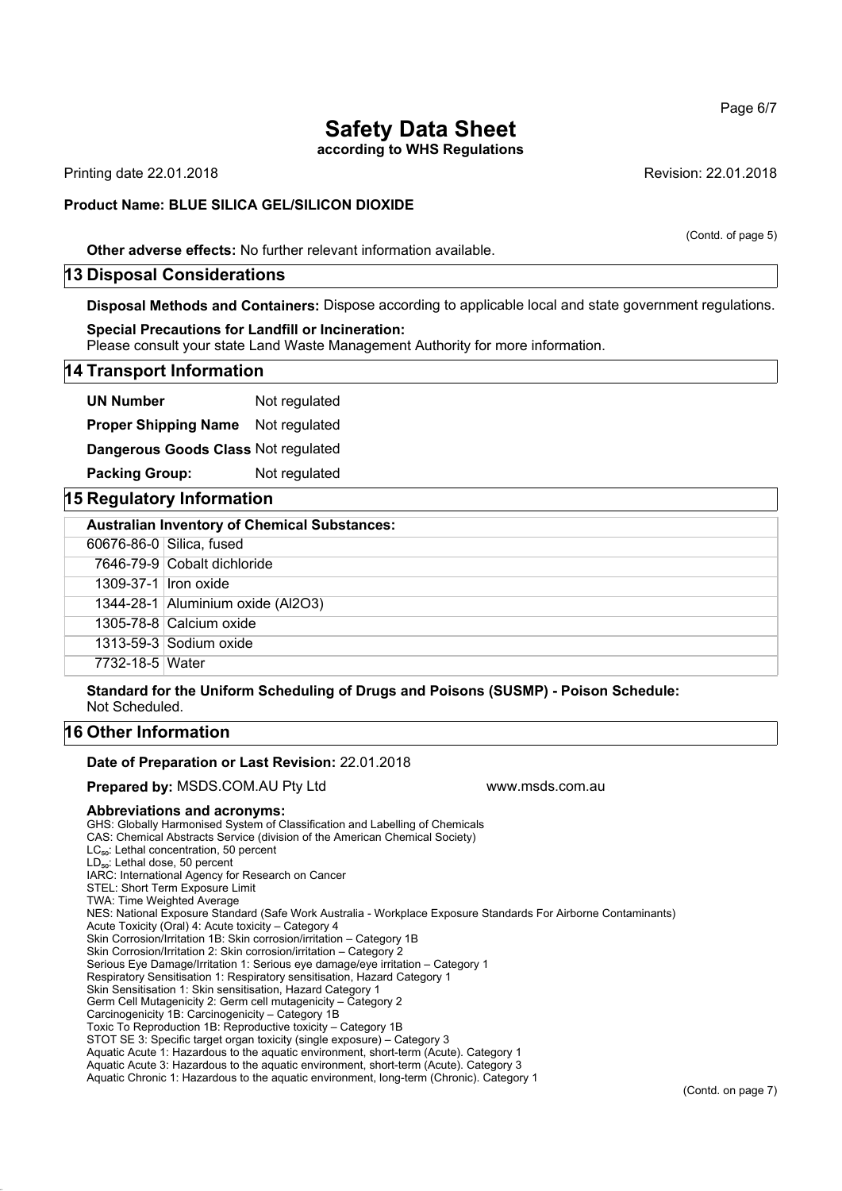(Contd. of page 5)

**Other adverse effects:** No further relevant information available.

## 13 Disposal Considerations

**Disposal Methods and Containers:** Dispose according to applicable local and state government regulations.

**Special Precautions for Landfill or Incineration:**
Please consult your state Land Waste Management Authority for more information.

## 14 Transport Information

**UN Number** Not regulated

**Proper Shipping Name** Not regulated

**Dangerous Goods Class** Not regulated

**Packing Group:** Not regulated

## 15 Regulatory Information

| **Australian Inventory of Chemical Substances:** | |
|---|---|
| 60676-86-0 | Silica, fused |
| 7646-79-9 | Cobalt dichloride |
| 1309-37-1 | Iron oxide |
| 1344-28-1 | Aluminium oxide (Al2O3) |
| 1305-78-8 | Calcium oxide |
| 1313-59-3 | Sodium oxide |
| 7732-18-5 | Water |

**Standard for the Uniform Scheduling of Drugs and Poisons (SUSMP) - Poison Schedule:**
Not Scheduled.

## 16 Other Information

**Date of Preparation or Last Revision:** 22.01.2018

**Prepared by:** MSDS.COM.AU Pty Ltd www.msds.com.au

**Abbreviations and acronyms:**
GHS: Globally Harmonised System of Classification and Labelling of Chemicals
CAS: Chemical Abstracts Service (division of the American Chemical Society)
$LC_{50}$: Lethal concentration, 50 percent
$LD_{50}$: Lethal dose, 50 percent
IARC: International Agency for Research on Cancer
STEL: Short Term Exposure Limit
TWA: Time Weighted Average
NES: National Exposure Standard (Safe Work Australia - Workplace Exposure Standards For Airborne Contaminants)
Acute Toxicity (Oral) 4: Acute toxicity – Category 4
Skin Corrosion/Irritation 1B: Skin corrosion/irritation – Category 1B
Skin Corrosion/Irritation 2: Skin corrosion/irritation – Category 2
Serious Eye Damage/Irritation 1: Serious eye damage/eye irritation – Category 1
Respiratory Sensitisation 1: Respiratory sensitisation, Hazard Category 1
Skin Sensitisation 1: Skin sensitisation, Hazard Category 1
Germ Cell Mutagenicity 2: Germ cell mutagenicity – Category 2
Carcinogenicity 1B: Carcinogenicity – Category 1B
Toxic To Reproduction 1B: Reproductive toxicity – Category 1B
STOT SE 3: Specific target organ toxicity (single exposure) – Category 3
Aquatic Acute 1: Hazardous to the aquatic environment, short-term (Acute). Category 1
Aquatic Acute 3: Hazardous to the aquatic environment, short-term (Acute). Category 3
Aquatic Chronic 1: Hazardous to the aquatic environment, long-term (Chronic). Category 1

(Contd. on page 7)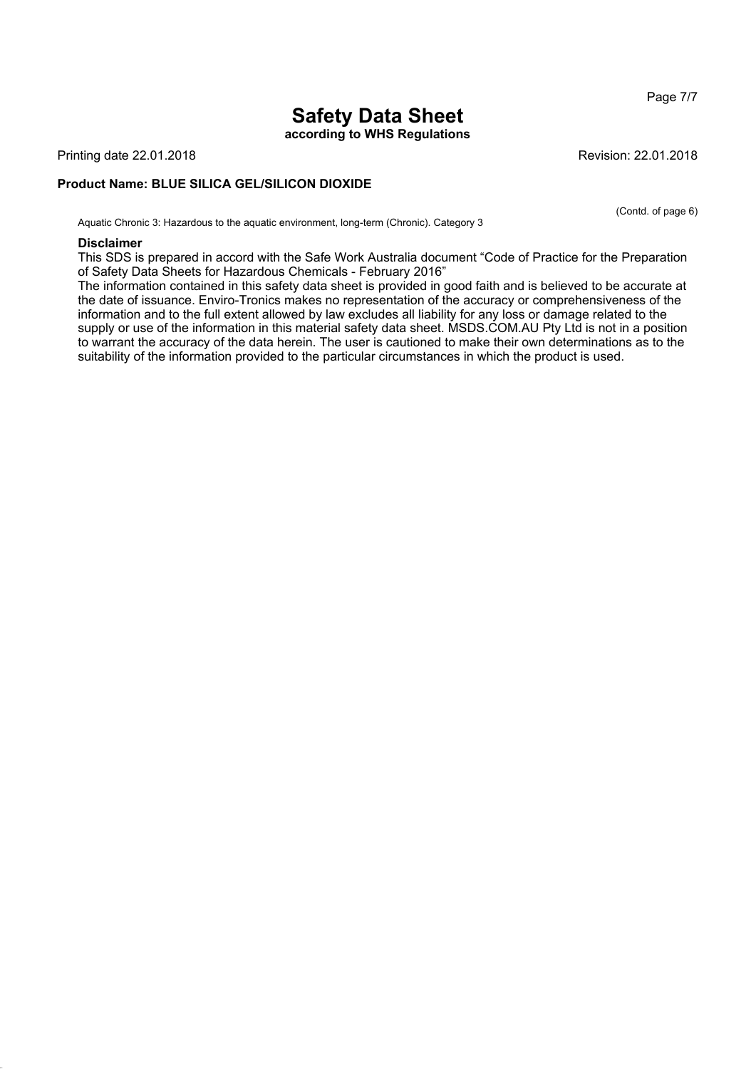Aquatic Chronic 3: Hazardous to the aquatic environment, long-term (Chronic). Category 3

**Disclaimer**

This SDS is prepared in accord with the Safe Work Australia document "Code of Practice for the Preparation of Safety Data Sheets for Hazardous Chemicals - February 2016"

The information contained in this safety data sheet is provided in good faith and is believed to be accurate at the date of issuance. Enviro-Tronics makes no representation of the accuracy or comprehensiveness of the information and to the full extent allowed by law excludes all liability for any loss or damage related to the supply or use of the information in this material safety data sheet. MSDS.COM.AU Pty Ltd is not in a position to warrant the accuracy of the data herein. The user is cautioned to make their own determinations as to the suitability of the information provided to the particular circumstances in which the product is used.